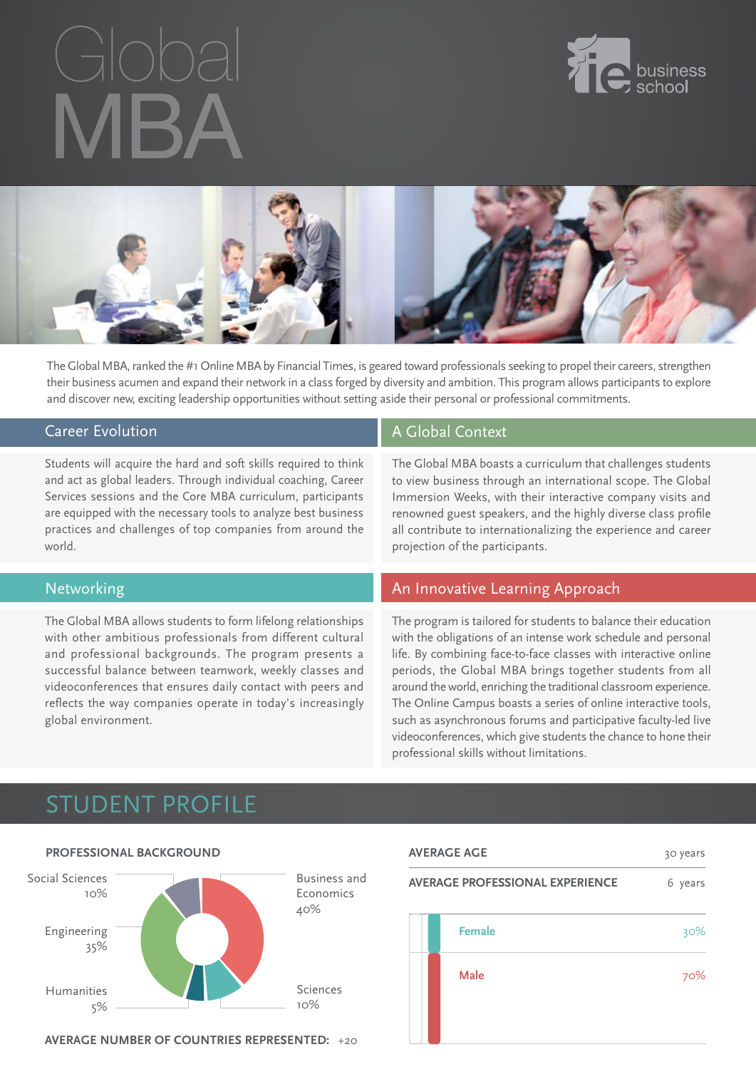# Global MBA

IE business school

The Global MBA, ranked the #1 Online MBA by Financial Times, is geared toward professionals seeking to propel their careers, strengthen their business acumen and expand their network in a class forged by diversity and ambition. This program allows participants to explore and discover new, exciting leadership opportunities without setting aside their personal or professional commitments.

## Career Evolution

Students will acquire the hard and soft skills required to think and act as global leaders. Through individual coaching, Career Services sessions and the Core MBA curriculum, participants are equipped with the necessary tools to analyze best business practices and challenges of top companies from around the world.

## A Global Context

The Global MBA boasts a curriculum that challenges students to view business through an international scope. The Global Immersion Weeks, with their interactive company visits and renowned guest speakers, and the highly diverse class profile all contribute to internationalizing the experience and career projection of the participants.

## Networking

The Global MBA allows students to form lifelong relationships with other ambitious professionals from different cultural and professional backgrounds. The program presents a successful balance between teamwork, weekly classes and videoconferences that ensures daily contact with peers and reflects the way companies operate in today's increasingly global environment.

## An Innovative Learning Approach

The program is tailored for students to balance their education with the obligations of an intense work schedule and personal life. By combining face-to-face classes with interactive online periods, the Global MBA brings together students from all around the world, enriching the traditional classroom experience. The Online Campus boasts a series of online interactive tools, such as asynchronous forums and participative faculty-led live videoconferences, which give students the chance to hone their professional skills without limitations.

# STUDENT PROFILE

### PROFESSIONAL BACKGROUND

| Background | Percentage |
|---|---|
| Business and Economics | 40% |
| Engineering | 35% |
| Social Sciences | 10% |
| Sciences | 10% |
| Humanities | 5% |

**AVERAGE NUMBER OF COUNTRIES REPRESENTED:** +20

| | |
|---|---|
| **AVERAGE AGE** | 30 years |
| **AVERAGE PROFESSIONAL EXPERIENCE** | 6 years |
| **Female** | 30% |
| **Male** | 70% |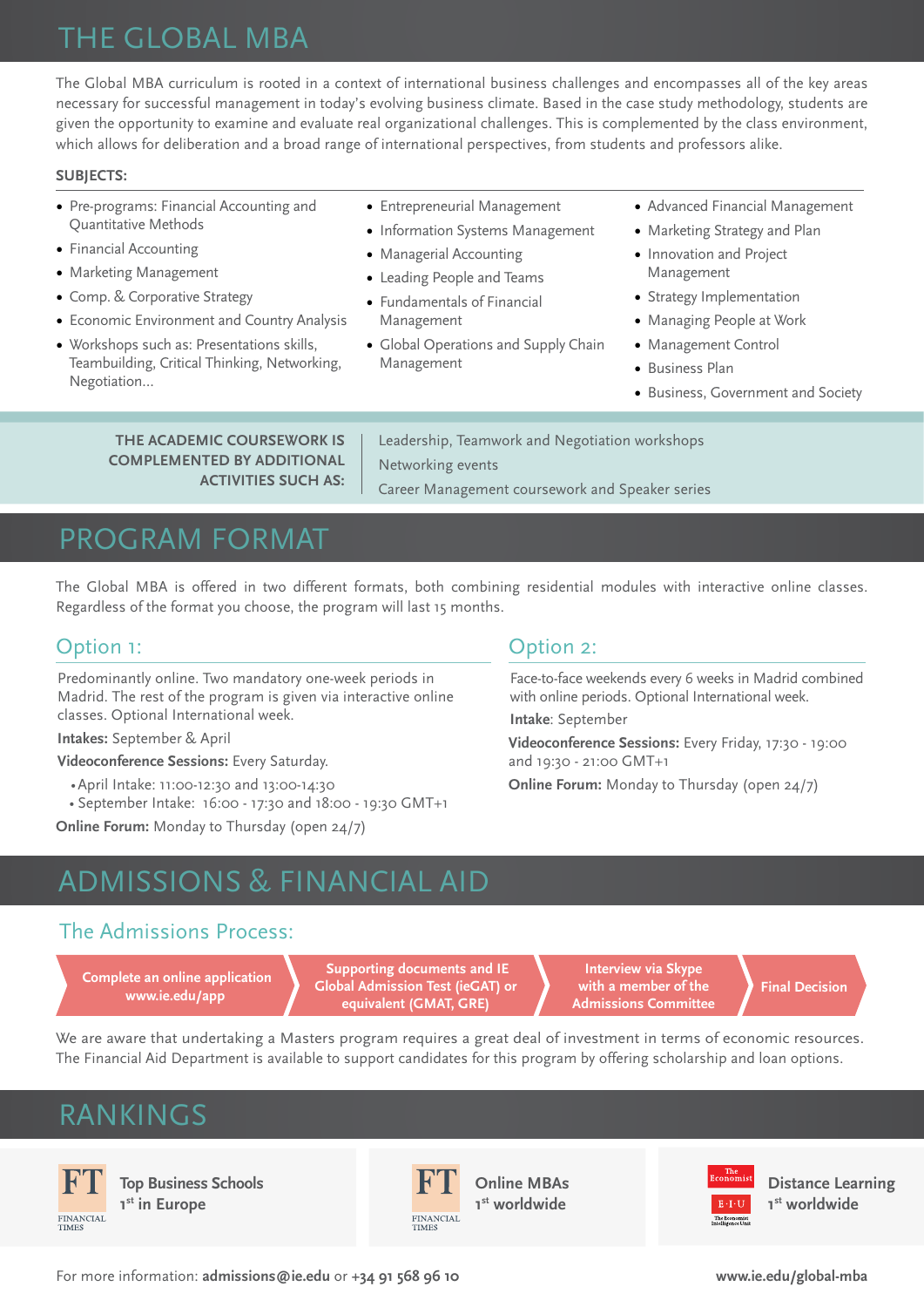# THE GLOBAL MBA

The Global MBA curriculum is rooted in a context of international business challenges and encompasses all of the key areas necessary for successful management in today's evolving business climate. Based in the case study methodology, students are given the opportunity to examine and evaluate real organizational challenges. This is complemented by the class environment, which allows for deliberation and a broad range of international perspectives, from students and professors alike.

**SUBJECTS:**

- Pre-programs: Financial Accounting and Quantitative Methods
- Financial Accounting
- Marketing Management
- Comp. & Corporative Strategy
- Economic Environment and Country Analysis
- Workshops such as: Presentations skills, Teambuilding, Critical Thinking, Networking, Negotiation...
- Entrepreneurial Management
- Information Systems Management
- Managerial Accounting
- Leading People and Teams
- Fundamentals of Financial Management
- Global Operations and Supply Chain Management
- Advanced Financial Management
- Marketing Strategy and Plan
- Innovation and Project Management
- Strategy Implementation
- Managing People at Work
- Management Control
- Business Plan
- Business, Government and Society

**THE ACADEMIC COURSEWORK IS COMPLEMENTED BY ADDITIONAL ACTIVITIES SUCH AS:**

- Leadership, Teamwork and Negotiation workshops
- Networking events
- Career Management coursework and Speaker series

# PROGRAM FORMAT

The Global MBA is offered in two different formats, both combining residential modules with interactive online classes. Regardless of the format you choose, the program will last 15 months.

## Option 1:

Predominantly online. Two mandatory one-week periods in Madrid. The rest of the program is given via interactive online classes. Optional International week.

**Intakes:** September & April

**Videoconference Sessions:** Every Saturday.

- April Intake: 11:00-12:30 and 13:00-14:30
- September Intake: 16:00 - 17:30 and 18:00 - 19:30 GMT+1

**Online Forum:** Monday to Thursday (open 24/7)

## Option 2:

Face-to-face weekends every 6 weeks in Madrid combined with online periods. Optional International week.

**Intake**: September

**Videoconference Sessions:** Every Friday, 17:30 - 19:00 and 19:30 - 21:00 GMT+1

**Online Forum:** Monday to Thursday (open 24/7)

# ADMISSIONS & FINANCIAL AID

## The Admissions Process:

1. Complete an online application www.ie.edu/app
2. Supporting documents and IE Global Admission Test (ieGAT) or equivalent (GMAT, GRE)
3. Interview via Skype with a member of the Admissions Committee
4. Final Decision

We are aware that undertaking a Masters program requires a great deal of investment in terms of economic resources. The Financial Aid Department is available to support candidates for this program by offering scholarship and loan options.

# RANKINGS

**FT** FINANCIAL TIMES — **Top Business Schools** **1st in Europe**

**FT** FINANCIAL TIMES — **Online MBAs** **1st worldwide**

The Economist E·I·U The Economist Intelligence Unit — **Distance Learning** **1st worldwide**

For more information: **admissions@ie.edu** or **+34 91 568 96 10**

**www.ie.edu/global-mba**